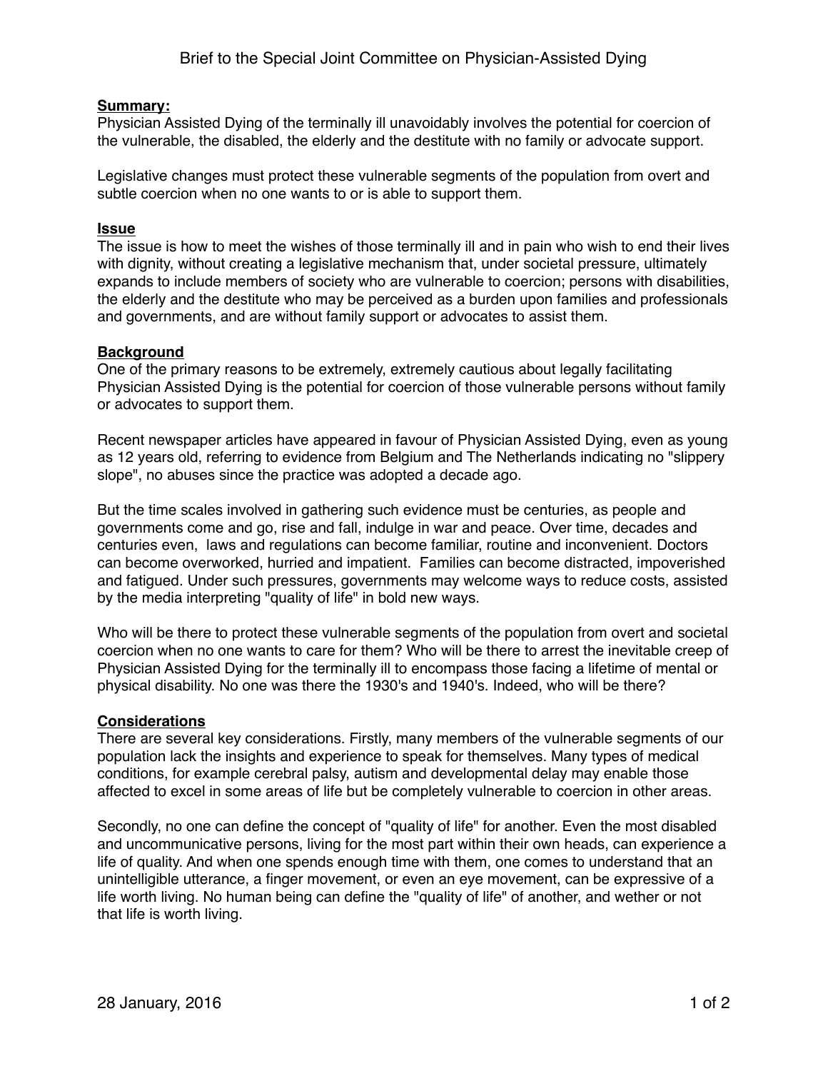# Brief to the Special Joint Committee on Physician-Assisted Dying

**Summary:**

Physician Assisted Dying of the terminally ill unavoidably involves the potential for coercion of the vulnerable, the disabled, the elderly and the destitute with no family or advocate support.

Legislative changes must protect these vulnerable segments of the population from overt and subtle coercion when no one wants to or is able to support them.

**Issue**

The issue is how to meet the wishes of those terminally ill and in pain who wish to end their lives with dignity, without creating a legislative mechanism that, under societal pressure, ultimately expands to include members of society who are vulnerable to coercion; persons with disabilities, the elderly and the destitute who may be perceived as a burden upon families and professionals and governments, and are without family support or advocates to assist them.

**Background**

One of the primary reasons to be extremely, extremely cautious about legally facilitating Physician Assisted Dying is the potential for coercion of those vulnerable persons without family or advocates to support them.

Recent newspaper articles have appeared in favour of Physician Assisted Dying, even as young as 12 years old, referring to evidence from Belgium and The Netherlands indicating no "slippery slope", no abuses since the practice was adopted a decade ago.

But the time scales involved in gathering such evidence must be centuries, as people and governments come and go, rise and fall, indulge in war and peace. Over time, decades and centuries even, laws and regulations can become familiar, routine and inconvenient. Doctors can become overworked, hurried and impatient. Families can become distracted, impoverished and fatigued. Under such pressures, governments may welcome ways to reduce costs, assisted by the media interpreting "quality of life" in bold new ways.

Who will be there to protect these vulnerable segments of the population from overt and societal coercion when no one wants to care for them? Who will be there to arrest the inevitable creep of Physician Assisted Dying for the terminally ill to encompass those facing a lifetime of mental or physical disability. No one was there the 1930's and 1940's. Indeed, who will be there?

**Considerations**

There are several key considerations. Firstly, many members of the vulnerable segments of our population lack the insights and experience to speak for themselves. Many types of medical conditions, for example cerebral palsy, autism and developmental delay may enable those affected to excel in some areas of life but be completely vulnerable to coercion in other areas.

Secondly, no one can define the concept of "quality of life" for another. Even the most disabled and uncommunicative persons, living for the most part within their own heads, can experience a life of quality. And when one spends enough time with them, one comes to understand that an unintelligible utterance, a finger movement, or even an eye movement, can be expressive of a life worth living. No human being can define the "quality of life" of another, and wether or not that life is worth living.

28 January, 2016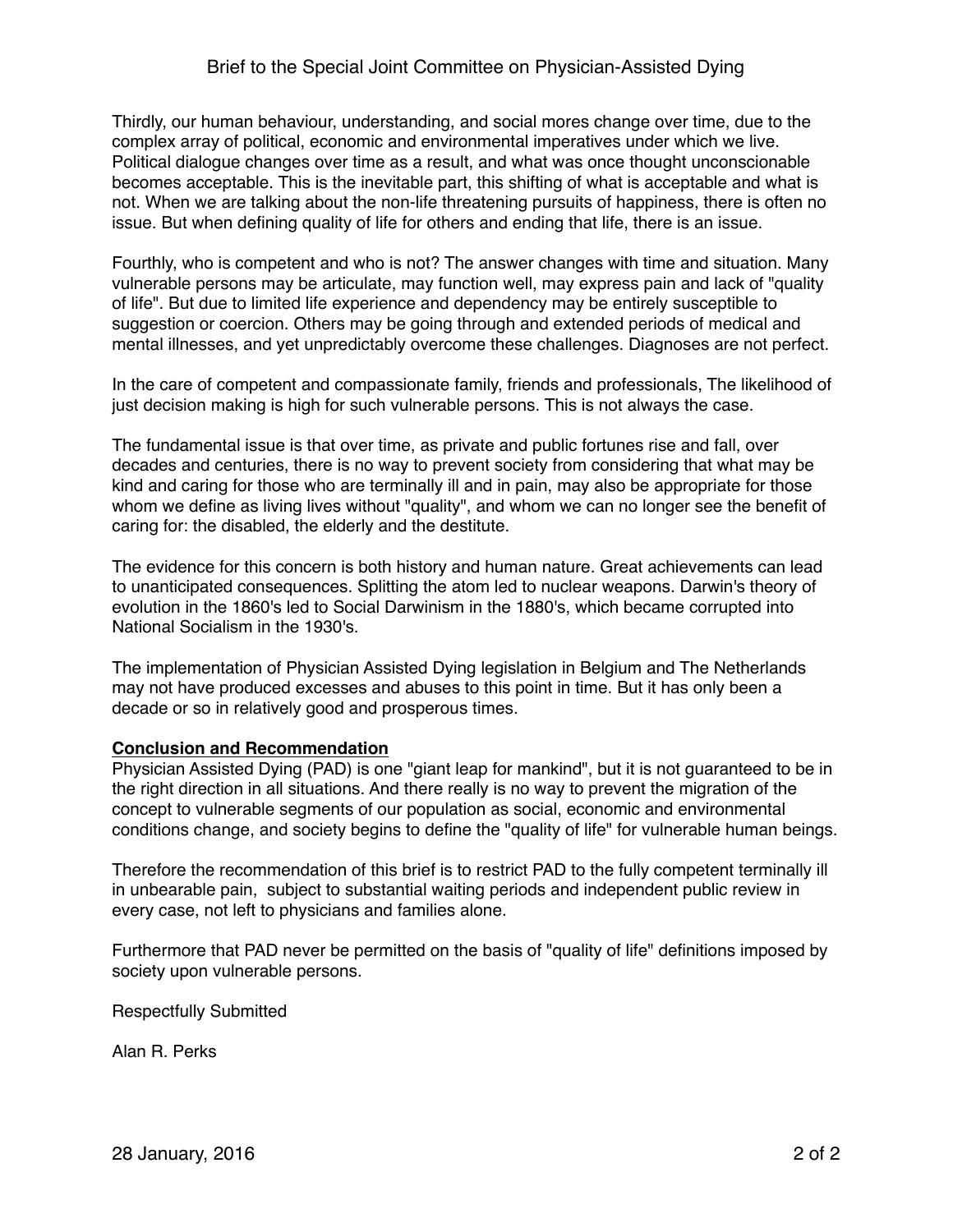Thirdly, our human behaviour, understanding, and social mores change over time, due to the complex array of political, economic and environmental imperatives under which we live. Political dialogue changes over time as a result, and what was once thought unconscionable becomes acceptable. This is the inevitable part, this shifting of what is acceptable and what is not. When we are talking about the non-life threatening pursuits of happiness, there is often no issue. But when defining quality of life for others and ending that life, there is an issue.

Fourthly, who is competent and who is not? The answer changes with time and situation. Many vulnerable persons may be articulate, may function well, may express pain and lack of "quality of life". But due to limited life experience and dependency may be entirely susceptible to suggestion or coercion. Others may be going through and extended periods of medical and mental illnesses, and yet unpredictably overcome these challenges. Diagnoses are not perfect.

In the care of competent and compassionate family, friends and professionals, The likelihood of just decision making is high for such vulnerable persons. This is not always the case.

The fundamental issue is that over time, as private and public fortunes rise and fall, over decades and centuries, there is no way to prevent society from considering that what may be kind and caring for those who are terminally ill and in pain, may also be appropriate for those whom we define as living lives without "quality", and whom we can no longer see the benefit of caring for: the disabled, the elderly and the destitute.

The evidence for this concern is both history and human nature. Great achievements can lead to unanticipated consequences. Splitting the atom led to nuclear weapons. Darwin's theory of evolution in the 1860's led to Social Darwinism in the 1880's, which became corrupted into National Socialism in the 1930's.

The implementation of Physician Assisted Dying legislation in Belgium and The Netherlands may not have produced excesses and abuses to this point in time. But it has only been a decade or so in relatively good and prosperous times.

**Conclusion and Recommendation**

Physician Assisted Dying (PAD) is one "giant leap for mankind", but it is not guaranteed to be in the right direction in all situations. And there really is no way to prevent the migration of the concept to vulnerable segments of our population as social, economic and environmental conditions change, and society begins to define the "quality of life" for vulnerable human beings.

Therefore the recommendation of this brief is to restrict PAD to the fully competent terminally ill in unbearable pain, subject to substantial waiting periods and independent public review in every case, not left to physicians and families alone.

Furthermore that PAD never be permitted on the basis of "quality of life" definitions imposed by society upon vulnerable persons.

Respectfully Submitted

Alan R. Perks

28 January, 2016